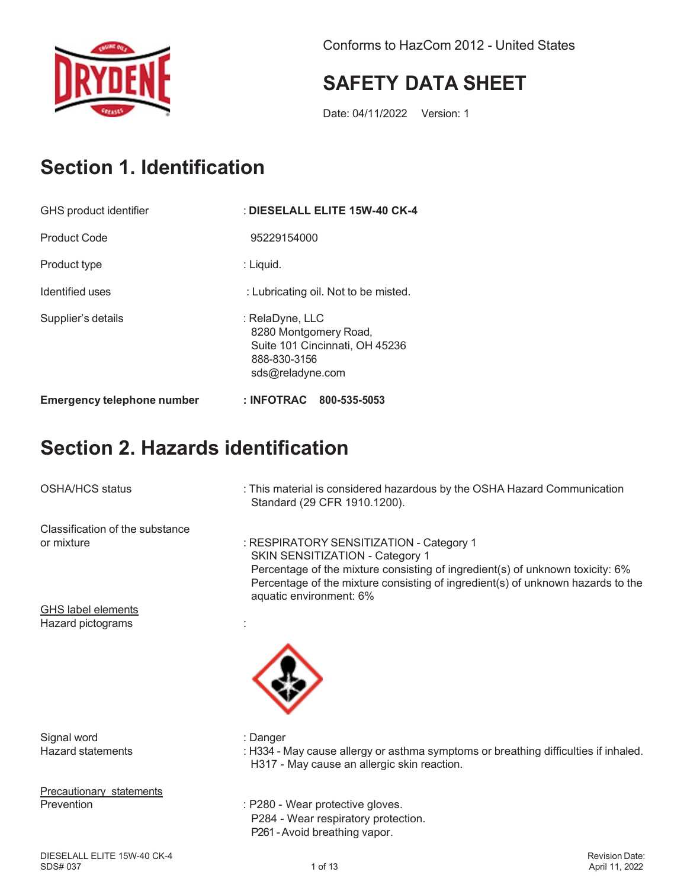Conforms to HazCom 2012 - United States

# SAFETY DATA SHEET

Date: 04/11/2022 Version: 1

## Section 1. Identification

| | |
|---|---|
| GHS product identifier | : **DIESELALL ELITE 15W-40 CK-4** |
| Product Code | 95229154000 |
| Product type | : Liquid. |
| Identified uses | : Lubricating oil. Not to be misted. |
| Supplier's details | : RelaDyne, LLC<br>8280 Montgomery Road,<br>Suite 101 Cincinnati, OH 45236<br>888-830-3156<br>sds@reladyne.com |
| **Emergency telephone number** | **: INFOTRAC 800-535-5053** |

## Section 2. Hazards identification

OSHA/HCS status : This material is considered hazardous by the OSHA Hazard Communication Standard (29 CFR 1910.1200).

Classification of the substance or mixture : RESPIRATORY SENSITIZATION - Category 1
SKIN SENSITIZATION - Category 1
Percentage of the mixture consisting of ingredient(s) of unknown toxicity: 6%
Percentage of the mixture consisting of ingredient(s) of unknown hazards to the aquatic environment: 6%

GHS label elements

Hazard pictograms :

Signal word : Danger

Hazard statements : H334 - May cause allergy or asthma symptoms or breathing difficulties if inhaled.
H317 - May cause an allergic skin reaction.

Precautionary statements

Prevention : P280 - Wear protective gloves.
P284 - Wear respiratory protection.
P261 - Avoid breathing vapor.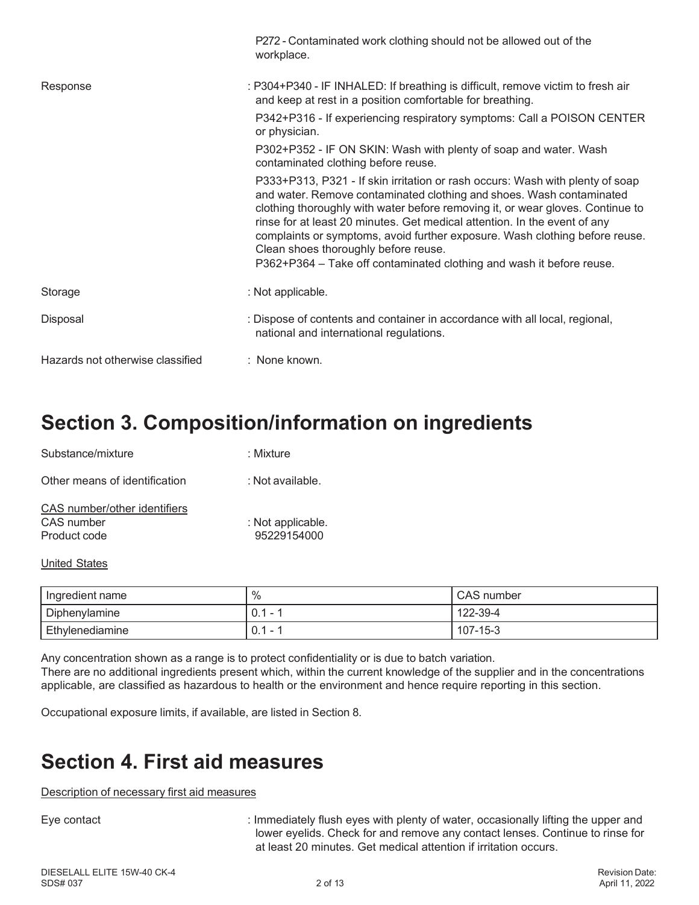P272 - Contaminated work clothing should not be allowed out of the workplace.

Response : P304+P340 - IF INHALED: If breathing is difficult, remove victim to fresh air and keep at rest in a position comfortable for breathing.

P342+P316 - If experiencing respiratory symptoms: Call a POISON CENTER or physician.

P302+P352 - IF ON SKIN: Wash with plenty of soap and water. Wash contaminated clothing before reuse.

P333+P313, P321 - If skin irritation or rash occurs: Wash with plenty of soap and water. Remove contaminated clothing and shoes. Wash contaminated clothing thoroughly with water before removing it, or wear gloves. Continue to rinse for at least 20 minutes. Get medical attention. In the event of any complaints or symptoms, avoid further exposure. Wash clothing before reuse. Clean shoes thoroughly before reuse.
P362+P364 – Take off contaminated clothing and wash it before reuse.

Storage : Not applicable.

Disposal : Dispose of contents and container in accordance with all local, regional, national and international regulations.

Hazards not otherwise classified : None known.

# Section 3. Composition/information on ingredients

Substance/mixture : Mixture

Other means of identification : Not available.

CAS number/other identifiers
CAS number : Not applicable.
Product code 95229154000

United States

| Ingredient name | % | CAS number |
| --- | --- | --- |
| Diphenylamine | 0.1 - 1 | 122-39-4 |
| Ethylenediamine | 0.1 - 1 | 107-15-3 |

Any concentration shown as a range is to protect confidentiality or is due to batch variation.
There are no additional ingredients present which, within the current knowledge of the supplier and in the concentrations applicable, are classified as hazardous to health or the environment and hence require reporting in this section.

Occupational exposure limits, if available, are listed in Section 8.

# Section 4. First aid measures

Description of necessary first aid measures

Eye contact : Immediately flush eyes with plenty of water, occasionally lifting the upper and lower eyelids. Check for and remove any contact lenses. Continue to rinse for at least 20 minutes. Get medical attention if irritation occurs.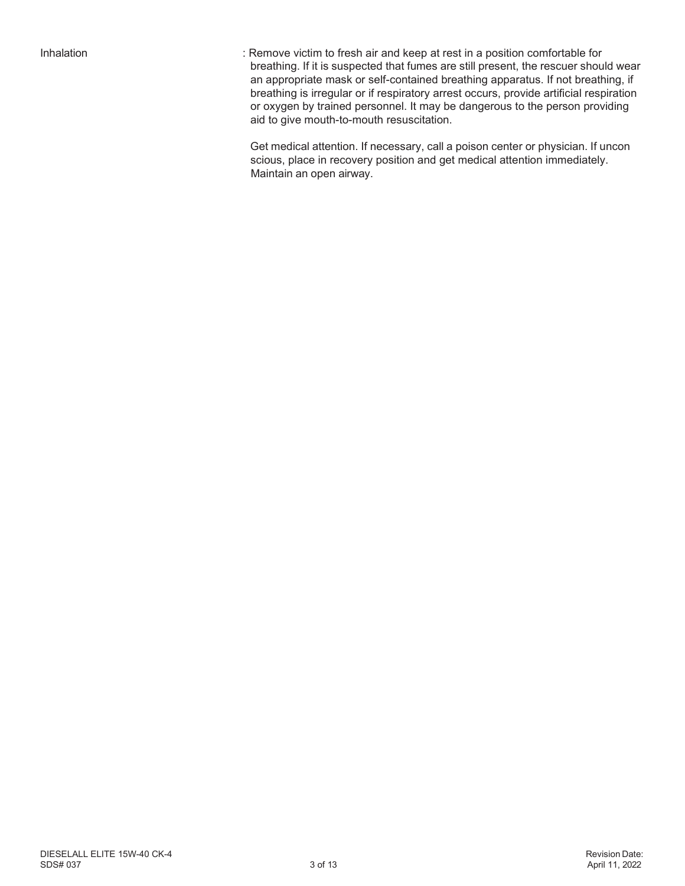| | |
|---|---|
| Inhalation | : Remove victim to fresh air and keep at rest in a position comfortable for breathing. If it is suspected that fumes are still present, the rescuer should wear an appropriate mask or self-contained breathing apparatus. If not breathing, if breathing is irregular or if respiratory arrest occurs, provide artificial respiration or oxygen by trained personnel. It may be dangerous to the person providing aid to give mouth-to-mouth resuscitation.<br><br>Get medical attention. If necessary, call a poison center or physician. If uncon scious, place in recovery position and get medical attention immediately. Maintain an open airway. |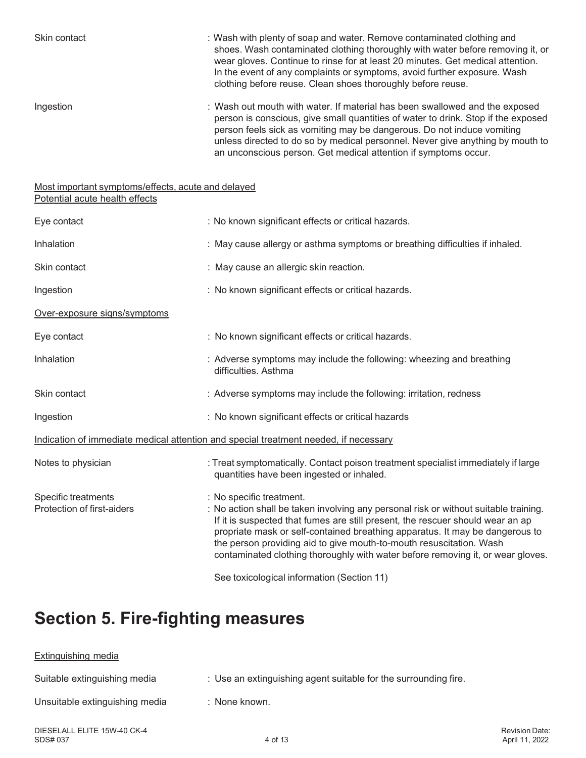Skin contact : Wash with plenty of soap and water. Remove contaminated clothing and shoes. Wash contaminated clothing thoroughly with water before removing it, or wear gloves. Continue to rinse for at least 20 minutes. Get medical attention. In the event of any complaints or symptoms, avoid further exposure. Wash clothing before reuse. Clean shoes thoroughly before reuse.

Ingestion : Wash out mouth with water. If material has been swallowed and the exposed person is conscious, give small quantities of water to drink. Stop if the exposed person feels sick as vomiting may be dangerous. Do not induce vomiting unless directed to do so by medical personnel. Never give anything by mouth to an unconscious person. Get medical attention if symptoms occur.

Most important symptoms/effects, acute and delayed

Potential acute health effects

Eye contact : No known significant effects or critical hazards.

Inhalation : May cause allergy or asthma symptoms or breathing difficulties if inhaled.

Skin contact : May cause an allergic skin reaction.

Ingestion : No known significant effects or critical hazards.

Over-exposure signs/symptoms

Eye contact : No known significant effects or critical hazards.

Inhalation : Adverse symptoms may include the following: wheezing and breathing difficulties. Asthma

Skin contact : Adverse symptoms may include the following: irritation, redness

Ingestion : No known significant effects or critical hazards

Indication of immediate medical attention and special treatment needed, if necessary

Notes to physician : Treat symptomatically. Contact poison treatment specialist immediately if large quantities have been ingested or inhaled.

Specific treatments : No specific treatment.

Protection of first-aiders : No action shall be taken involving any personal risk or without suitable training. If it is suspected that fumes are still present, the rescuer should wear an ap propriate mask or self-contained breathing apparatus. It may be dangerous to the person providing aid to give mouth-to-mouth resuscitation. Wash contaminated clothing thoroughly with water before removing it, or wear gloves.

See toxicological information (Section 11)

# Section 5. Fire-fighting measures

Extinguishing media

Suitable extinguishing media : Use an extinguishing agent suitable for the surrounding fire.

Unsuitable extinguishing media : None known.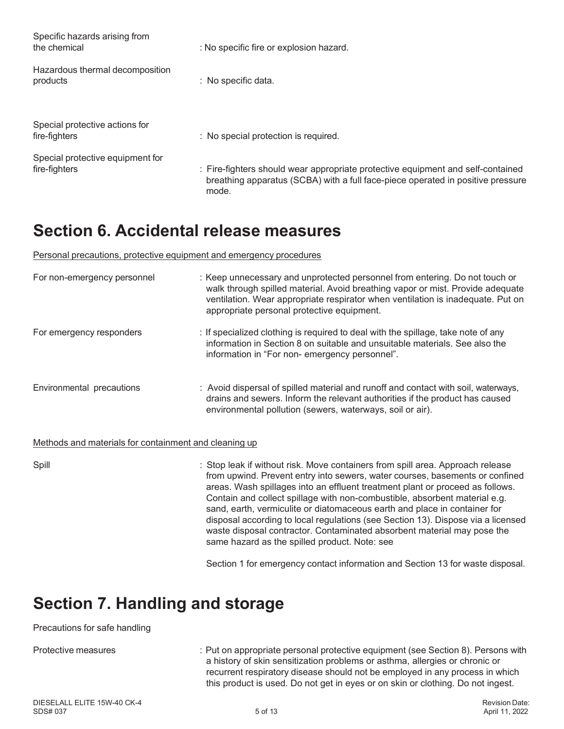Specific hazards arising from the chemical : No specific fire or explosion hazard.

Hazardous thermal decomposition products : No specific data.

Special protective actions for fire-fighters : No special protection is required.

Special protective equipment for fire-fighters : Fire-fighters should wear appropriate protective equipment and self-contained breathing apparatus (SCBA) with a full face-piece operated in positive pressure mode.

# Section 6. Accidental release measures

Personal precautions, protective equipment and emergency procedures

For non-emergency personnel : Keep unnecessary and unprotected personnel from entering. Do not touch or walk through spilled material. Avoid breathing vapor or mist. Provide adequate ventilation. Wear appropriate respirator when ventilation is inadequate. Put on appropriate personal protective equipment.

For emergency responders : If specialized clothing is required to deal with the spillage, take note of any information in Section 8 on suitable and unsuitable materials. See also the information in "For non- emergency personnel".

Environmental precautions : Avoid dispersal of spilled material and runoff and contact with soil, waterways, drains and sewers. Inform the relevant authorities if the product has caused environmental pollution (sewers, waterways, soil or air).

Methods and materials for containment and cleaning up

Spill : Stop leak if without risk. Move containers from spill area. Approach release from upwind. Prevent entry into sewers, water courses, basements or confined areas. Wash spillages into an effluent treatment plant or proceed as follows. Contain and collect spillage with non-combustible, absorbent material e.g. sand, earth, vermiculite or diatomaceous earth and place in container for disposal according to local regulations (see Section 13). Dispose via a licensed waste disposal contractor. Contaminated absorbent material may pose the same hazard as the spilled product. Note: see

Section 1 for emergency contact information and Section 13 for waste disposal.

# Section 7. Handling and storage

Precautions for safe handling

Protective measures : Put on appropriate personal protective equipment (see Section 8). Persons with a history of skin sensitization problems or asthma, allergies or chronic or recurrent respiratory disease should not be employed in any process in which this product is used. Do not get in eyes or on skin or clothing. Do not ingest.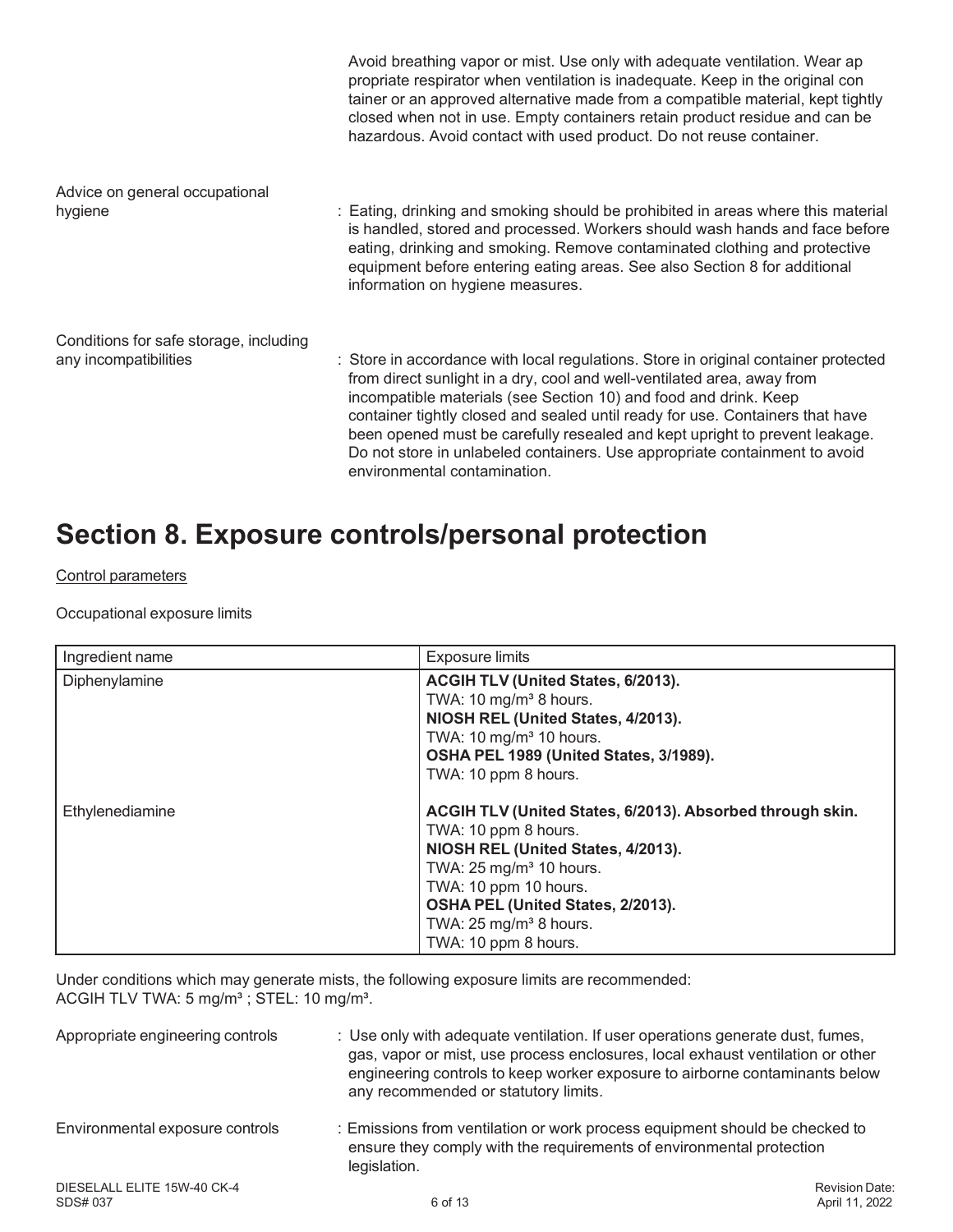Avoid breathing vapor or mist. Use only with adequate ventilation. Wear ap propriate respirator when ventilation is inadequate. Keep in the original con tainer or an approved alternative made from a compatible material, kept tightly closed when not in use. Empty containers retain product residue and can be hazardous. Avoid contact with used product. Do not reuse container.

Advice on general occupational hygiene : Eating, drinking and smoking should be prohibited in areas where this material is handled, stored and processed. Workers should wash hands and face before eating, drinking and smoking. Remove contaminated clothing and protective equipment before entering eating areas. See also Section 8 for additional information on hygiene measures.

Conditions for safe storage, including any incompatibilities : Store in accordance with local regulations. Store in original container protected from direct sunlight in a dry, cool and well-ventilated area, away from incompatible materials (see Section 10) and food and drink. Keep container tightly closed and sealed until ready for use. Containers that have been opened must be carefully resealed and kept upright to prevent leakage. Do not store in unlabeled containers. Use appropriate containment to avoid environmental contamination.

# Section 8. Exposure controls/personal protection

Control parameters

Occupational exposure limits

| Ingredient name | Exposure limits |
|---|---|
| Diphenylamine | **ACGIH TLV (United States, 6/2013).**<br>TWA: 10 mg/m³ 8 hours.<br>**NIOSH REL (United States, 4/2013).**<br>TWA: 10 mg/m³ 10 hours.<br>**OSHA PEL 1989 (United States, 3/1989).**<br>TWA: 10 ppm 8 hours. |
| Ethylenediamine | **ACGIH TLV (United States, 6/2013). Absorbed through skin.**<br>TWA: 10 ppm 8 hours.<br>**NIOSH REL (United States, 4/2013).**<br>TWA: 25 mg/m³ 10 hours.<br>TWA: 10 ppm 10 hours.<br>**OSHA PEL (United States, 2/2013).**<br>TWA: 25 mg/m³ 8 hours.<br>TWA: 10 ppm 8 hours. |

Under conditions which may generate mists, the following exposure limits are recommended:
ACGIH TLV TWA: 5 mg/m³ ; STEL: 10 mg/m³.

Appropriate engineering controls : Use only with adequate ventilation. If user operations generate dust, fumes, gas, vapor or mist, use process enclosures, local exhaust ventilation or other engineering controls to keep worker exposure to airborne contaminants below any recommended or statutory limits.

Environmental exposure controls : Emissions from ventilation or work process equipment should be checked to ensure they comply with the requirements of environmental protection legislation.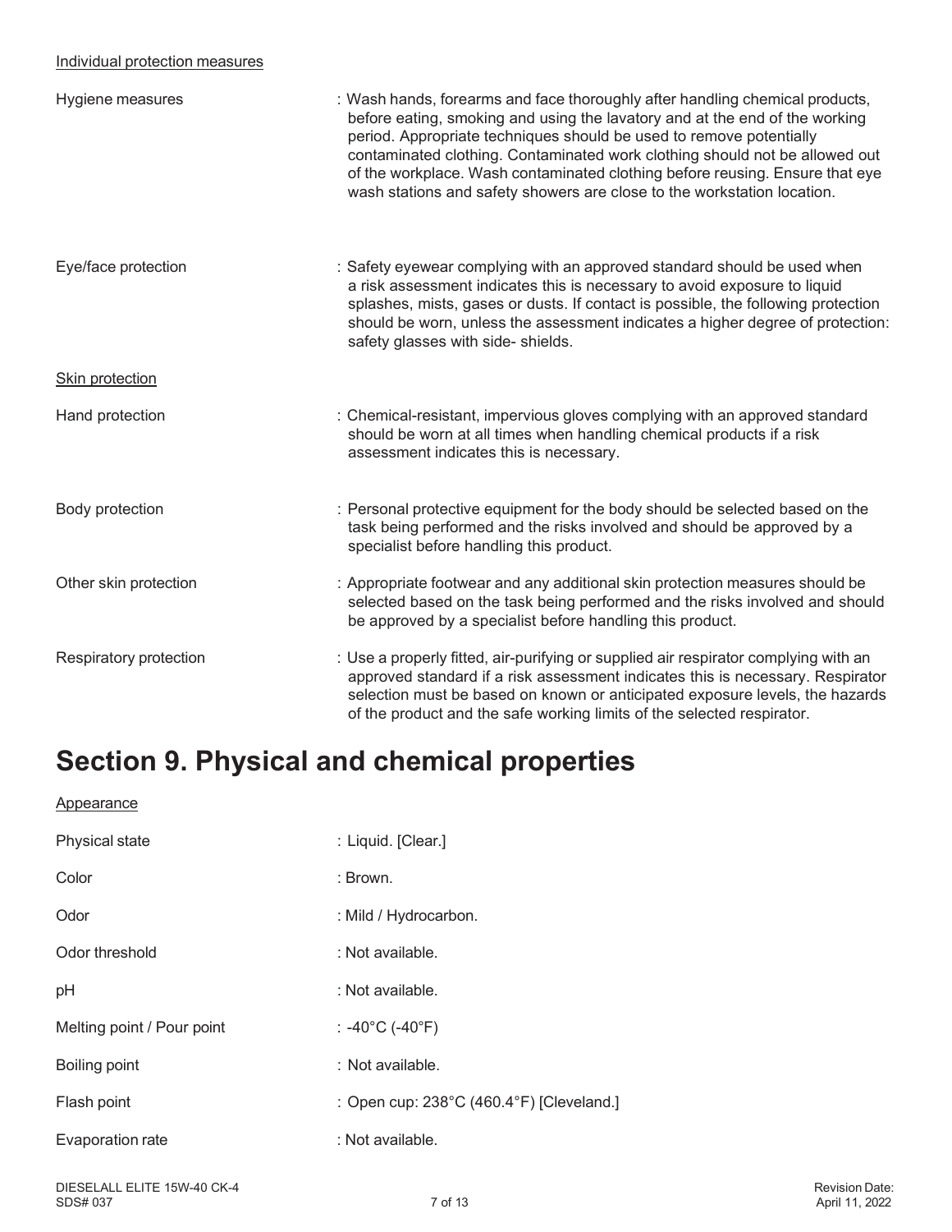Individual protection measures

Hygiene measures : Wash hands, forearms and face thoroughly after handling chemical products, before eating, smoking and using the lavatory and at the end of the working period. Appropriate techniques should be used to remove potentially contaminated clothing. Contaminated work clothing should not be allowed out of the workplace. Wash contaminated clothing before reusing. Ensure that eye wash stations and safety showers are close to the workstation location.

Eye/face protection : Safety eyewear complying with an approved standard should be used when a risk assessment indicates this is necessary to avoid exposure to liquid splashes, mists, gases or dusts. If contact is possible, the following protection should be worn, unless the assessment indicates a higher degree of protection: safety glasses with side- shields.

Skin protection

Hand protection : Chemical-resistant, impervious gloves complying with an approved standard should be worn at all times when handling chemical products if a risk assessment indicates this is necessary.

Body protection : Personal protective equipment for the body should be selected based on the task being performed and the risks involved and should be approved by a specialist before handling this product.

Other skin protection : Appropriate footwear and any additional skin protection measures should be selected based on the task being performed and the risks involved and should be approved by a specialist before handling this product.

Respiratory protection : Use a properly fitted, air-purifying or supplied air respirator complying with an approved standard if a risk assessment indicates this is necessary. Respirator selection must be based on known or anticipated exposure levels, the hazards of the product and the safe working limits of the selected respirator.

# Section 9. Physical and chemical properties

Appearance

Physical state : Liquid. [Clear.]

Color : Brown.

Odor : Mild / Hydrocarbon.

Odor threshold : Not available.

pH : Not available.

Melting point / Pour point : -40°C (-40°F)

Boiling point : Not available.

Flash point : Open cup: 238°C (460.4°F) [Cleveland.]

Evaporation rate : Not available.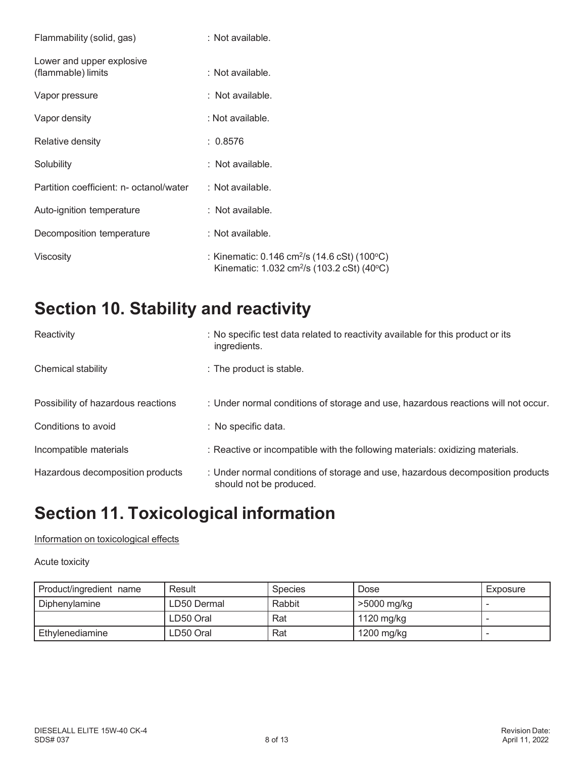Flammability (solid, gas) : Not available.

Lower and upper explosive (flammable) limits : Not available.

Vapor pressure : Not available.

Vapor density : Not available.

Relative density : 0.8576

Solubility : Not available.

Partition coefficient: n- octanol/water : Not available.

Auto-ignition temperature : Not available.

Decomposition temperature : Not available.

Viscosity : Kinematic: 0.146 $cm^2/s$ (14.6 cSt) (100°C)
Kinematic: 1.032 $cm^2/s$ (103.2 cSt) (40°C)

# Section 10. Stability and reactivity

Reactivity : No specific test data related to reactivity available for this product or its ingredients.

Chemical stability : The product is stable.

Possibility of hazardous reactions : Under normal conditions of storage and use, hazardous reactions will not occur.

Conditions to avoid : No specific data.

Incompatible materials : Reactive or incompatible with the following materials: oxidizing materials.

Hazardous decomposition products : Under normal conditions of storage and use, hazardous decomposition products should not be produced.

# Section 11. Toxicological information

Information on toxicological effects

Acute toxicity

| Product/ingredient name | Result | Species | Dose | Exposure |
|---|---|---|---|---|
| Diphenylamine | LD50 Dermal | Rabbit | >5000 mg/kg | - |
| | LD50 Oral | Rat | 1120 mg/kg | - |
| Ethylenediamine | LD50 Oral | Rat | 1200 mg/kg | - |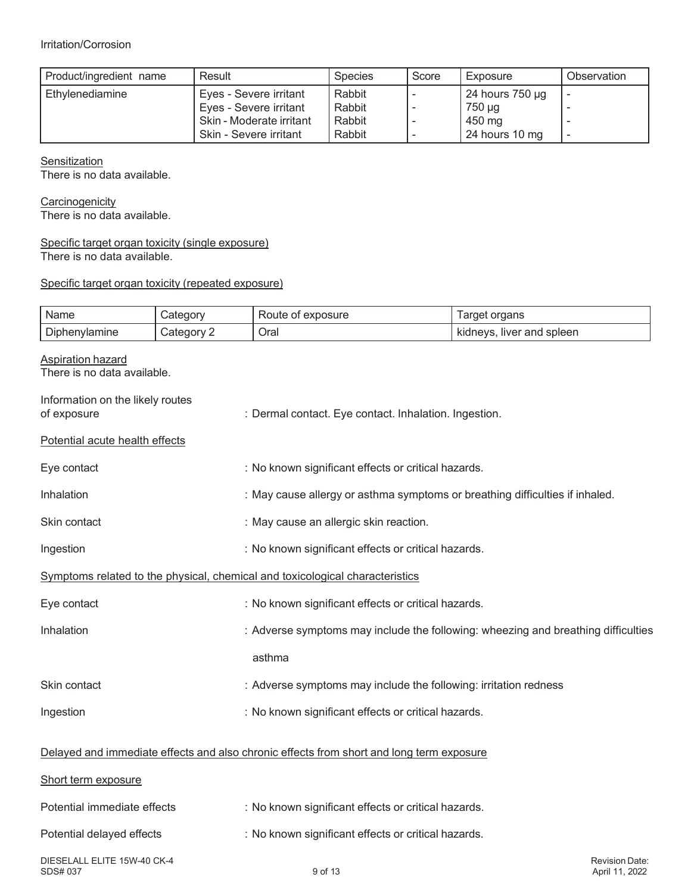Irritation/Corrosion

| Product/ingredient name | Result | Species | Score | Exposure | Observation |
| --- | --- | --- | --- | --- | --- |
| Ethylenediamine | Eyes - Severe irritant<br>Eyes - Severe irritant<br>Skin - Moderate irritant<br>Skin - Severe irritant | Rabbit<br>Rabbit<br>Rabbit<br>Rabbit | -<br>-<br>-<br>- | 24 hours 750 µg<br>750 µg<br>450 mg<br>24 hours 10 mg | -<br>-<br>-<br>- |

Sensitization
There is no data available.

Carcinogenicity
There is no data available.

Specific target organ toxicity (single exposure)
There is no data available.

Specific target organ toxicity (repeated exposure)

| Name | Category | Route of exposure | Target organs |
| --- | --- | --- | --- |
| Diphenylamine | Category 2 | Oral | kidneys, liver and spleen |

Aspiration hazard
There is no data available.

Information on the likely routes of exposure : Dermal contact. Eye contact. Inhalation. Ingestion.

Potential acute health effects

Eye contact : No known significant effects or critical hazards.

Inhalation : May cause allergy or asthma symptoms or breathing difficulties if inhaled.

Skin contact : May cause an allergic skin reaction.

Ingestion : No known significant effects or critical hazards.

Symptoms related to the physical, chemical and toxicological characteristics

Eye contact : No known significant effects or critical hazards.

Inhalation : Adverse symptoms may include the following: wheezing and breathing difficulties asthma

Skin contact : Adverse symptoms may include the following: irritation redness

Ingestion : No known significant effects or critical hazards.

Delayed and immediate effects and also chronic effects from short and long term exposure

Short term exposure

Potential immediate effects : No known significant effects or critical hazards.

Potential delayed effects : No known significant effects or critical hazards.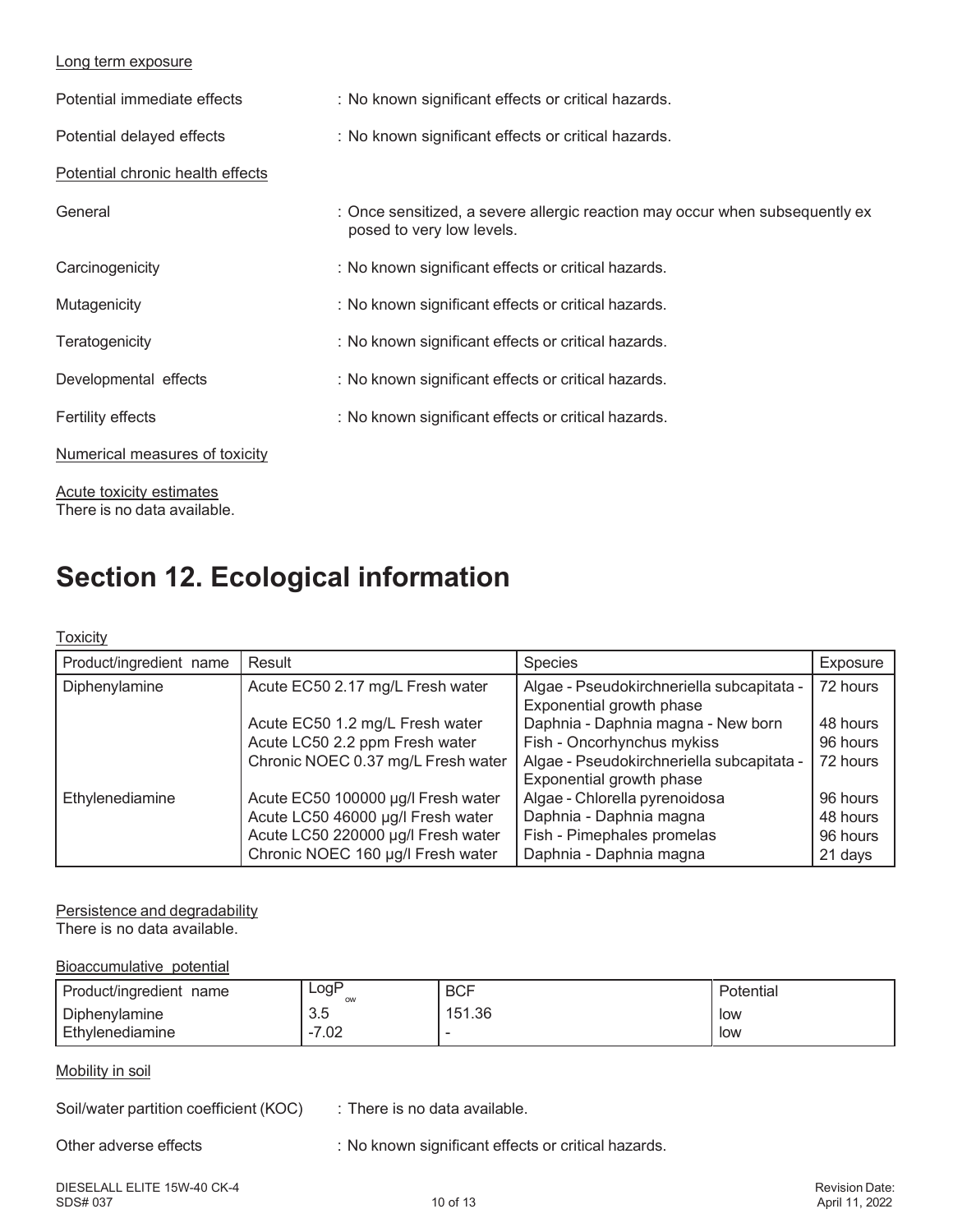Long term exposure

Potential immediate effects : No known significant effects or critical hazards.

Potential delayed effects : No known significant effects or critical hazards.

Potential chronic health effects

General : Once sensitized, a severe allergic reaction may occur when subsequently exposed to very low levels.

Carcinogenicity : No known significant effects or critical hazards.

Mutagenicity : No known significant effects or critical hazards.

Teratogenicity : No known significant effects or critical hazards.

Developmental effects : No known significant effects or critical hazards.

Fertility effects : No known significant effects or critical hazards.

Numerical measures of toxicity

Acute toxicity estimates
There is no data available.

# Section 12. Ecological information

Toxicity

| Product/ingredient name | Result | Species | Exposure |
|---|---|---|---|
| Diphenylamine | Acute EC50 2.17 mg/L Fresh water | Algae - Pseudokirchneriella subcapitata - Exponential growth phase | 72 hours |
| | Acute EC50 1.2 mg/L Fresh water | Daphnia - Daphnia magna - New born | 48 hours |
| | Acute LC50 2.2 ppm Fresh water | Fish - Oncorhynchus mykiss | 96 hours |
| | Chronic NOEC 0.37 mg/L Fresh water | Algae - Pseudokirchneriella subcapitata - Exponential growth phase | 72 hours |
| Ethylenediamine | Acute EC50 100000 µg/l Fresh water | Algae - Chlorella pyrenoidosa | 96 hours |
| | Acute LC50 46000 µg/l Fresh water | Daphnia - Daphnia magna | 48 hours |
| | Acute LC50 220000 µg/l Fresh water | Fish - Pimephales promelas | 96 hours |
| | Chronic NOEC 160 µg/l Fresh water | Daphnia - Daphnia magna | 21 days |

Persistence and degradability
There is no data available.

Bioaccumulative potential

| Product/ingredient name | $LogP_{ow}$ | BCF | Potential |
|---|---|---|---|
| Diphenylamine | 3.5 | 151.36 | low |
| Ethylenediamine | -7.02 | - | low |

Mobility in soil

Soil/water partition coefficient (KOC) : There is no data available.

Other adverse effects : No known significant effects or critical hazards.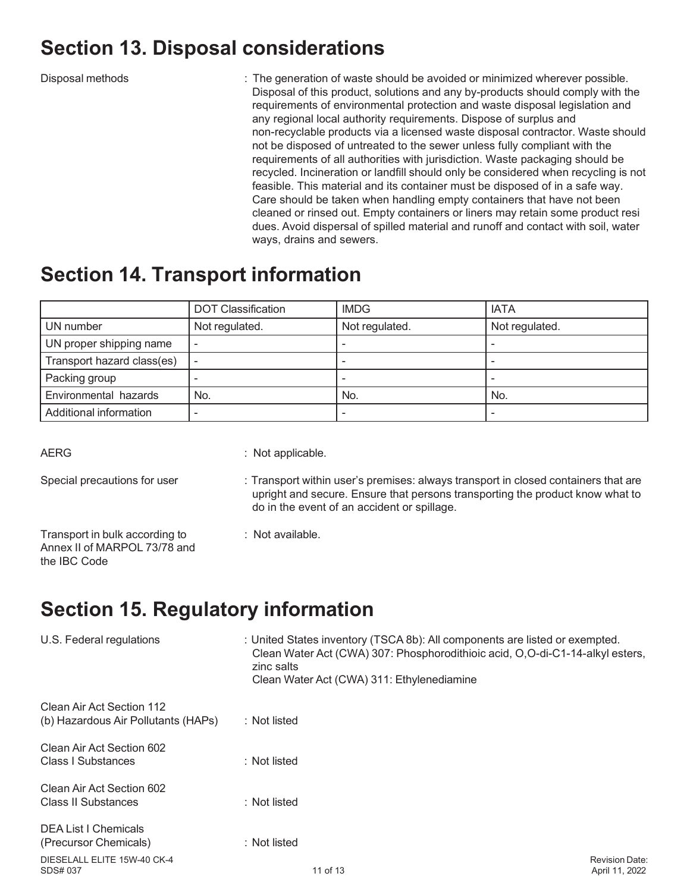## Section 13. Disposal considerations

Disposal methods : The generation of waste should be avoided or minimized wherever possible. Disposal of this product, solutions and any by-products should comply with the requirements of environmental protection and waste disposal legislation and any regional local authority requirements. Dispose of surplus and non-recyclable products via a licensed waste disposal contractor. Waste should not be disposed of untreated to the sewer unless fully compliant with the requirements of all authorities with jurisdiction. Waste packaging should be recycled. Incineration or landfill should only be considered when recycling is not feasible. This material and its container must be disposed of in a safe way. Care should be taken when handling empty containers that have not been cleaned or rinsed out. Empty containers or liners may retain some product resi dues. Avoid dispersal of spilled material and runoff and contact with soil, water ways, drains and sewers.

## Section 14. Transport information

| | DOT Classification | IMDG | IATA |
|---|---|---|---|
| UN number | Not regulated. | Not regulated. | Not regulated. |
| UN proper shipping name | - | - | - |
| Transport hazard class(es) | - | - | - |
| Packing group | - | - | - |
| Environmental hazards | No. | No. | No. |
| Additional information | - | - | - |

AERG : Not applicable.

Special precautions for user : Transport within user's premises: always transport in closed containers that are upright and secure. Ensure that persons transporting the product know what to do in the event of an accident or spillage.

Transport in bulk according to Annex II of MARPOL 73/78 and the IBC Code : Not available.

## Section 15. Regulatory information

U.S. Federal regulations : United States inventory (TSCA 8b): All components are listed or exempted.
Clean Water Act (CWA) 307: Phosphorodithioic acid, O,O-di-C1-14-alkyl esters, zinc salts
Clean Water Act (CWA) 311: Ethylenediamine

Clean Air Act Section 112 (b) Hazardous Air Pollutants (HAPs) : Not listed

Clean Air Act Section 602 Class I Substances : Not listed

Clean Air Act Section 602 Class II Substances : Not listed

DEA List I Chemicals (Precursor Chemicals) : Not listed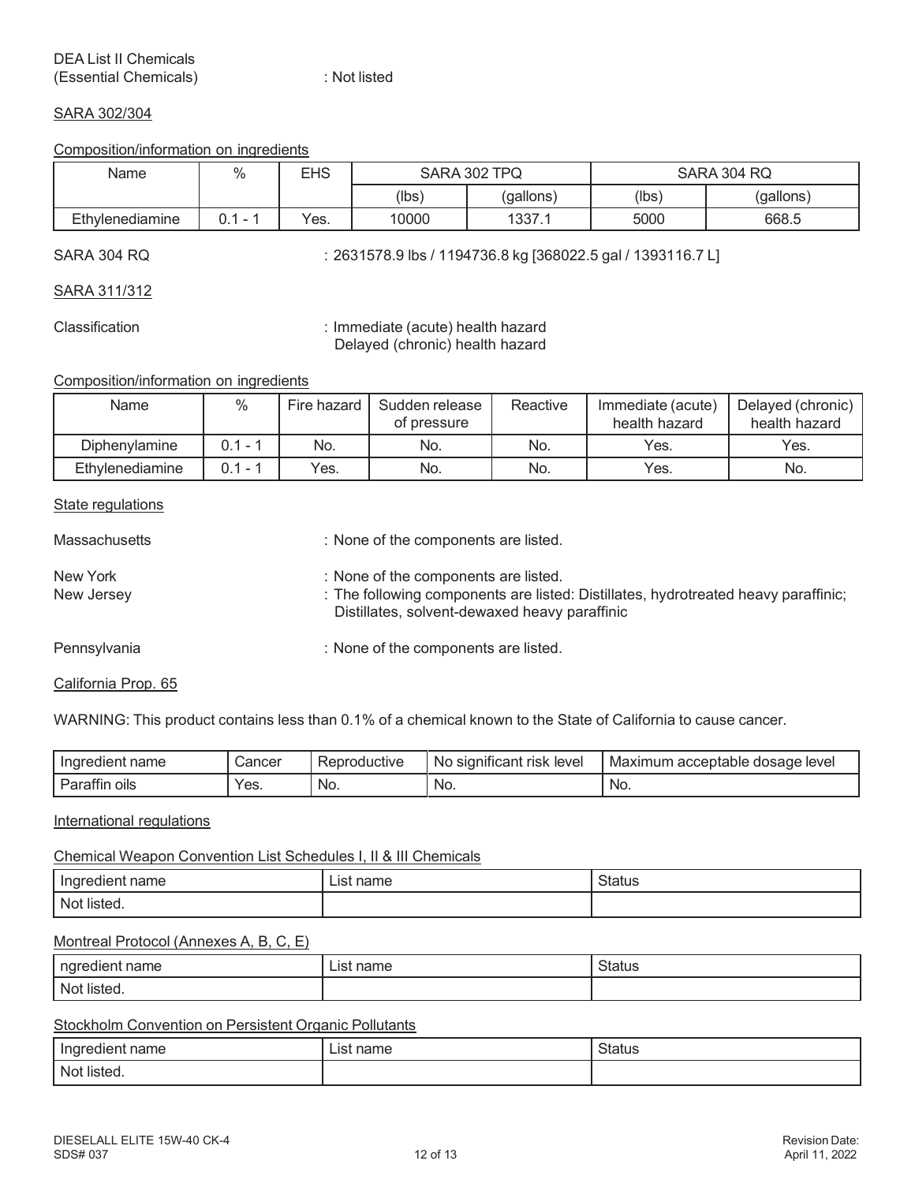DEA List II Chemicals (Essential Chemicals) : Not listed

SARA 302/304

Composition/information on ingredients

| Name | % | EHS | SARA 302 TPQ | | SARA 304 RQ | |
|---|---|---|---|---|---|---|
| | | | (lbs) | (gallons) | (lbs) | (gallons) |
| Ethylenediamine | 0.1 - 1 | Yes. | 10000 | 1337.1 | 5000 | 668.5 |

SARA 304 RQ : 2631578.9 lbs / 1194736.8 kg [368022.5 gal / 1393116.7 L]

SARA 311/312

Classification : Immediate (acute) health hazard
Delayed (chronic) health hazard

Composition/information on ingredients

| Name | % | Fire hazard | Sudden release of pressure | Reactive | Immediate (acute) health hazard | Delayed (chronic) health hazard |
|---|---|---|---|---|---|---|
| Diphenylamine | 0.1 - 1 | No. | No. | No. | Yes. | Yes. |
| Ethylenediamine | 0.1 - 1 | Yes. | No. | No. | Yes. | No. |

State regulations

Massachusetts : None of the components are listed.

New York : None of the components are listed.

New Jersey : The following components are listed: Distillates, hydrotreated heavy paraffinic; Distillates, solvent-dewaxed heavy paraffinic

Pennsylvania : None of the components are listed.

California Prop. 65

WARNING: This product contains less than 0.1% of a chemical known to the State of California to cause cancer.

| Ingredient name | Cancer | Reproductive | No significant risk level | Maximum acceptable dosage level |
|---|---|---|---|---|
| Paraffin oils | Yes. | No. | No. | No. |

International regulations

Chemical Weapon Convention List Schedules I, II & III Chemicals

| Ingredient name | List name | Status |
|---|---|---|
| Not listed. | | |

Montreal Protocol (Annexes A, B, C, E)

| ngredient name | List name | Status |
|---|---|---|
| Not listed. | | |

Stockholm Convention on Persistent Organic Pollutants

| Ingredient name | List name | Status |
|---|---|---|
| Not listed. | | |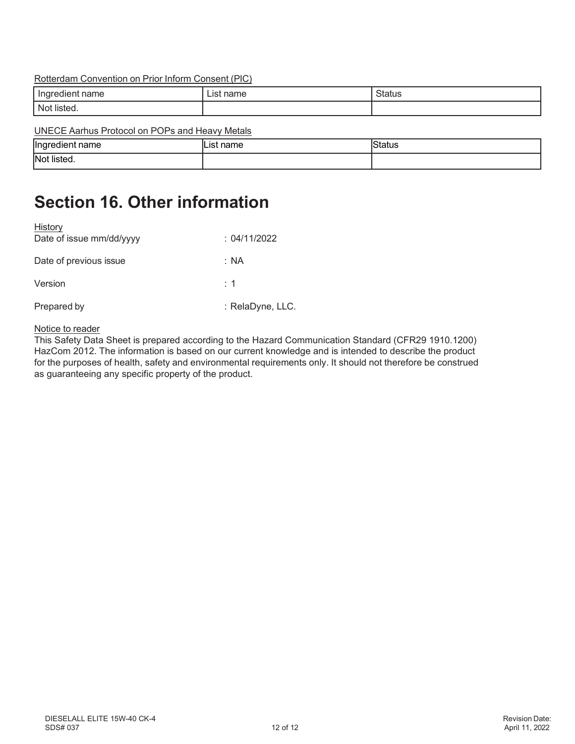Rotterdam Convention on Prior Inform Consent (PIC)

| Ingredient name | List name | Status |
|---|---|---|
| Not listed. | | |

UNECE Aarhus Protocol on POPs and Heavy Metals

| Ingredient name | List name | Status |
|---|---|---|
| Not listed. | | |

## Section 16. Other information

History

Date of issue mm/dd/yyyy : 04/11/2022

Date of previous issue : NA

Version : 1

Prepared by : RelaDyne, LLC.

Notice to reader

This Safety Data Sheet is prepared according to the Hazard Communication Standard (CFR29 1910.1200) HazCom 2012. The information is based on our current knowledge and is intended to describe the product for the purposes of health, safety and environmental requirements only. It should not therefore be construed as guaranteeing any specific property of the product.